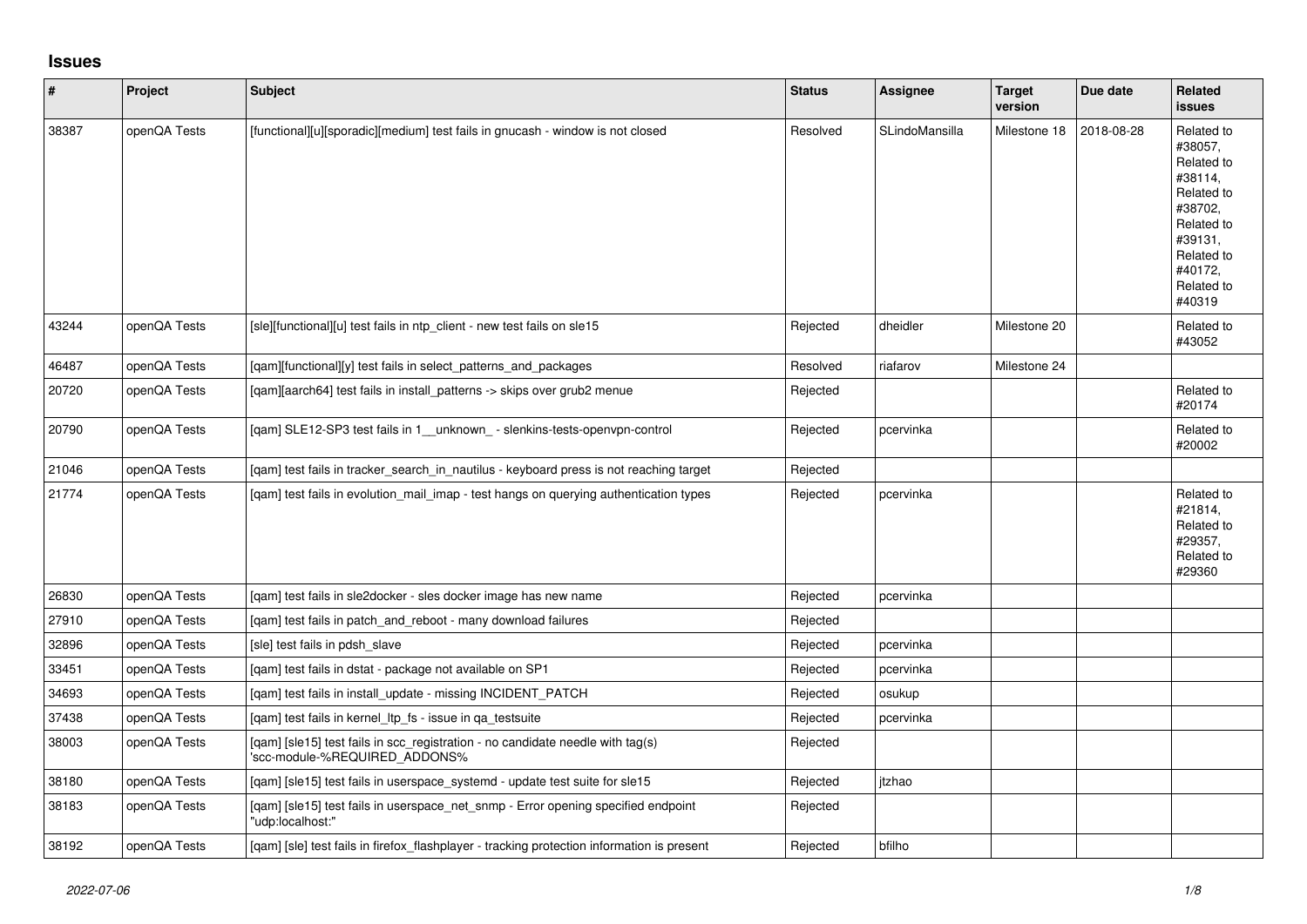## Issues

| # | Project | Subject | Status | Assignee | Target version | Due date | Related issues |
|---|---|---|---|---|---|---|---|
| 38387 | openQA Tests | [functional][u][sporadic][medium] test fails in gnucash - window is not closed | Resolved | SLindoMansilla | Milestone 18 | 2018-08-28 | Related to #38057, Related to #38114, Related to #38702, Related to #39131, Related to #40172, Related to #40319 |
| 43244 | openQA Tests | [sle][functional][u] test fails in ntp_client - new test fails on sle15 | Rejected | dheidler | Milestone 20 | | Related to #43052 |
| 46487 | openQA Tests | [qam][functional][y] test fails in select_patterns_and_packages | Resolved | riafarov | Milestone 24 | | |
| 20720 | openQA Tests | [qam][aarch64] test fails in install_patterns -> skips over grub2 menue | Rejected | | | | Related to #20174 |
| 20790 | openQA Tests | [qam] SLE12-SP3 test fails in 1__unknown_ - slenkins-tests-openvpn-control | Rejected | pcervinka | | | Related to #20002 |
| 21046 | openQA Tests | [qam] test fails in tracker_search_in_nautilus - keyboard press is not reaching target | Rejected | | | | |
| 21774 | openQA Tests | [qam] test fails in evolution_mail_imap - test hangs on querying authentication types | Rejected | pcervinka | | | Related to #21814, Related to #29357, Related to #29360 |
| 26830 | openQA Tests | [qam] test fails in sle2docker - sles docker image has new name | Rejected | pcervinka | | | |
| 27910 | openQA Tests | [qam] test fails in patch_and_reboot - many download failures | Rejected | | | | |
| 32896 | openQA Tests | [sle] test fails in pdsh_slave | Rejected | pcervinka | | | |
| 33451 | openQA Tests | [qam] test fails in dstat - package not available on SP1 | Rejected | pcervinka | | | |
| 34693 | openQA Tests | [qam] test fails in install_update - missing INCIDENT_PATCH | Rejected | osukup | | | |
| 37438 | openQA Tests | [qam] test fails in kernel_ltp_fs - issue in qa_testsuite | Rejected | pcervinka | | | |
| 38003 | openQA Tests | [qam] [sle15] test fails in scc_registration - no candidate needle with tag(s) 'scc-module-%REQUIRED_ADDONS% | Rejected | | | | |
| 38180 | openQA Tests | [qam] [sle15] test fails in userspace_systemd - update test suite for sle15 | Rejected | jtzhao | | | |
| 38183 | openQA Tests | [qam] [sle15] test fails in userspace_net_snmp - Error opening specified endpoint "udp:localhost:" | Rejected | | | | |
| 38192 | openQA Tests | [qam] [sle] test fails in firefox_flashplayer - tracking protection information is present | Rejected | bfilho | | | |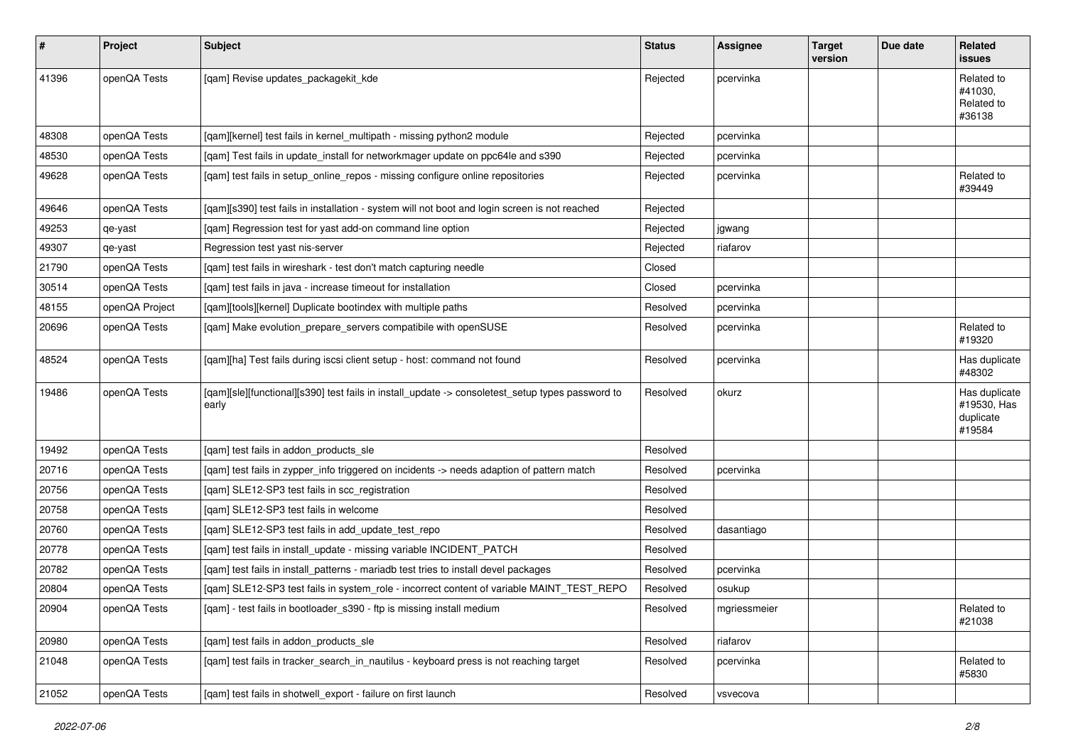| # | Project | Subject | Status | Assignee | Target version | Due date | Related issues |
|---|---|---|---|---|---|---|---|
| 41396 | openQA Tests | [qam] Revise updates_packagekit_kde | Rejected | pcervinka | | | Related to #41030, Related to #36138 |
| 48308 | openQA Tests | [qam][kernel] test fails in kernel_multipath - missing python2 module | Rejected | pcervinka | | | |
| 48530 | openQA Tests | [qam] Test fails in update_install for networkmager update on ppc64le and s390 | Rejected | pcervinka | | | |
| 49628 | openQA Tests | [qam] test fails in setup_online_repos - missing configure online repositories | Rejected | pcervinka | | | Related to #39449 |
| 49646 | openQA Tests | [qam][s390] test fails in installation - system will not boot and login screen is not reached | Rejected | | | | |
| 49253 | qe-yast | [qam] Regression test for yast add-on command line option | Rejected | jgwang | | | |
| 49307 | qe-yast | Regression test yast nis-server | Rejected | riafarov | | | |
| 21790 | openQA Tests | [qam] test fails in wireshark - test don't match capturing needle | Closed | | | | |
| 30514 | openQA Tests | [qam] test fails in java - increase timeout for installation | Closed | pcervinka | | | |
| 48155 | openQA Project | [qam][tools][kernel] Duplicate bootindex with multiple paths | Resolved | pcervinka | | | |
| 20696 | openQA Tests | [qam] Make evolution_prepare_servers compatibile with openSUSE | Resolved | pcervinka | | | Related to #19320 |
| 48524 | openQA Tests | [qam][ha] Test fails during iscsi client setup - host: command not found | Resolved | pcervinka | | | Has duplicate #48302 |
| 19486 | openQA Tests | [qam][sle][functional][s390] test fails in install_update -> consoletest_setup types password to early | Resolved | okurz | | | Has duplicate #19530, Has duplicate #19584 |
| 19492 | openQA Tests | [qam] test fails in addon_products_sle | Resolved | | | | |
| 20716 | openQA Tests | [qam] test fails in zypper_info triggered on incidents -> needs adaption of pattern match | Resolved | pcervinka | | | |
| 20756 | openQA Tests | [qam] SLE12-SP3 test fails in scc_registration | Resolved | | | | |
| 20758 | openQA Tests | [qam] SLE12-SP3 test fails in welcome | Resolved | | | | |
| 20760 | openQA Tests | [qam] SLE12-SP3 test fails in add_update_test_repo | Resolved | dasantiago | | | |
| 20778 | openQA Tests | [qam] test fails in install_update - missing variable INCIDENT_PATCH | Resolved | | | | |
| 20782 | openQA Tests | [qam] test fails in install_patterns - mariadb test tries to install devel packages | Resolved | pcervinka | | | |
| 20804 | openQA Tests | [qam] SLE12-SP3 test fails in system_role - incorrect content of variable MAINT_TEST_REPO | Resolved | osukup | | | |
| 20904 | openQA Tests | [qam] - test fails in bootloader_s390 - ftp is missing install medium | Resolved | mgriessmeier | | | Related to #21038 |
| 20980 | openQA Tests | [qam] test fails in addon_products_sle | Resolved | riafarov | | | |
| 21048 | openQA Tests | [qam] test fails in tracker_search_in_nautilus - keyboard press is not reaching target | Resolved | pcervinka | | | Related to #5830 |
| 21052 | openQA Tests | [qam] test fails in shotwell_export - failure on first launch | Resolved | vsvecova | | | |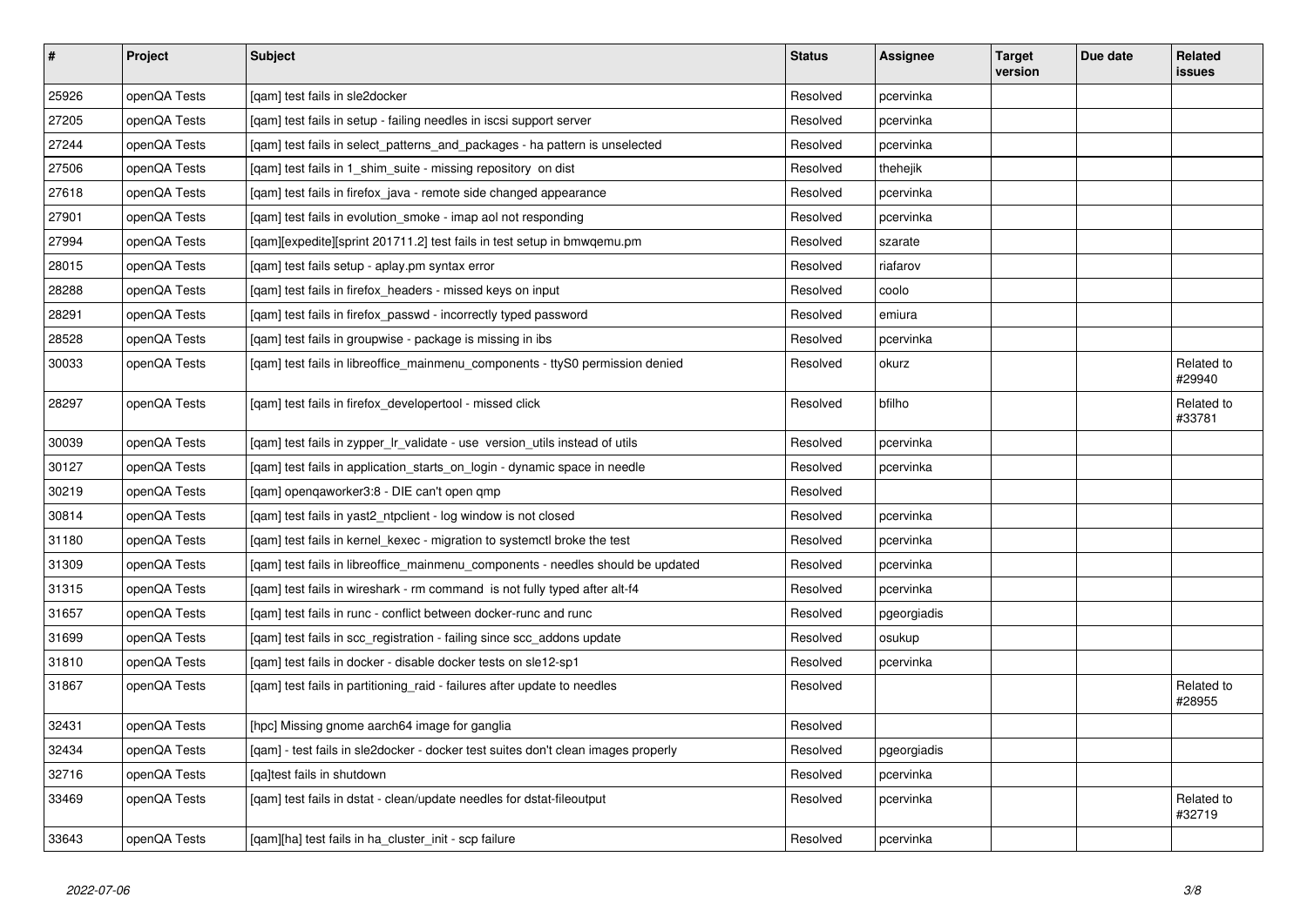| # | Project | Subject | Status | Assignee | Target version | Due date | Related issues |
|---|---|---|---|---|---|---|---|
| 25926 | openQA Tests | [qam] test fails in sle2docker | Resolved | pcervinka | | | |
| 27205 | openQA Tests | [qam] test fails in setup - failing needles in iscsi support server | Resolved | pcervinka | | | |
| 27244 | openQA Tests | [qam] test fails in select_patterns_and_packages - ha pattern is unselected | Resolved | pcervinka | | | |
| 27506 | openQA Tests | [qam] test fails in 1_shim_suite - missing repository  on dist | Resolved | thehejik | | | |
| 27618 | openQA Tests | [qam] test fails in firefox_java - remote side changed appearance | Resolved | pcervinka | | | |
| 27901 | openQA Tests | [qam] test fails in evolution_smoke - imap aol not responding | Resolved | pcervinka | | | |
| 27994 | openQA Tests | [qam][expedite][sprint 201711.2] test fails in test setup in bmwqemu.pm | Resolved | szarate | | | |
| 28015 | openQA Tests | [qam] test fails setup - aplay.pm syntax error | Resolved | riafarov | | | |
| 28288 | openQA Tests | [qam] test fails in firefox_headers - missed keys on input | Resolved | coolo | | | |
| 28291 | openQA Tests | [qam] test fails in firefox_passwd - incorrectly typed password | Resolved | emiura | | | |
| 28528 | openQA Tests | [qam] test fails in groupwise - package is missing in ibs | Resolved | pcervinka | | | |
| 30033 | openQA Tests | [qam] test fails in libreoffice_mainmenu_components - ttyS0 permission denied | Resolved | okurz | | | Related to #29940 |
| 28297 | openQA Tests | [qam] test fails in firefox_developertool - missed click | Resolved | bfilho | | | Related to #33781 |
| 30039 | openQA Tests | [qam] test fails in zypper_lr_validate - use  version_utils instead of utils | Resolved | pcervinka | | | |
| 30127 | openQA Tests | [qam] test fails in application_starts_on_login - dynamic space in needle | Resolved | pcervinka | | | |
| 30219 | openQA Tests | [qam] openqaworker3:8 - DIE can't open qmp | Resolved | | | | |
| 30814 | openQA Tests | [qam] test fails in yast2_ntpclient - log window is not closed | Resolved | pcervinka | | | |
| 31180 | openQA Tests | [qam] test fails in kernel_kexec - migration to systemctl broke the test | Resolved | pcervinka | | | |
| 31309 | openQA Tests | [qam] test fails in libreoffice_mainmenu_components - needles should be updated | Resolved | pcervinka | | | |
| 31315 | openQA Tests | [qam] test fails in wireshark - rm command  is not fully typed after alt-f4 | Resolved | pcervinka | | | |
| 31657 | openQA Tests | [qam] test fails in runc - conflict between docker-runc and runc | Resolved | pgeorgiadis | | | |
| 31699 | openQA Tests | [qam] test fails in scc_registration - failing since scc_addons update | Resolved | osukup | | | |
| 31810 | openQA Tests | [qam] test fails in docker - disable docker tests on sle12-sp1 | Resolved | pcervinka | | | |
| 31867 | openQA Tests | [qam] test fails in partitioning_raid - failures after update to needles | Resolved | | | | Related to #28955 |
| 32431 | openQA Tests | [hpc] Missing gnome aarch64 image for ganglia | Resolved | | | | |
| 32434 | openQA Tests | [qam] - test fails in sle2docker - docker test suites don't clean images properly | Resolved | pgeorgiadis | | | |
| 32716 | openQA Tests | [qa]test fails in shutdown | Resolved | pcervinka | | | |
| 33469 | openQA Tests | [qam] test fails in dstat - clean/update needles for dstat-fileoutput | Resolved | pcervinka | | | Related to #32719 |
| 33643 | openQA Tests | [qam][ha] test fails in ha_cluster_init - scp failure | Resolved | pcervinka | | | |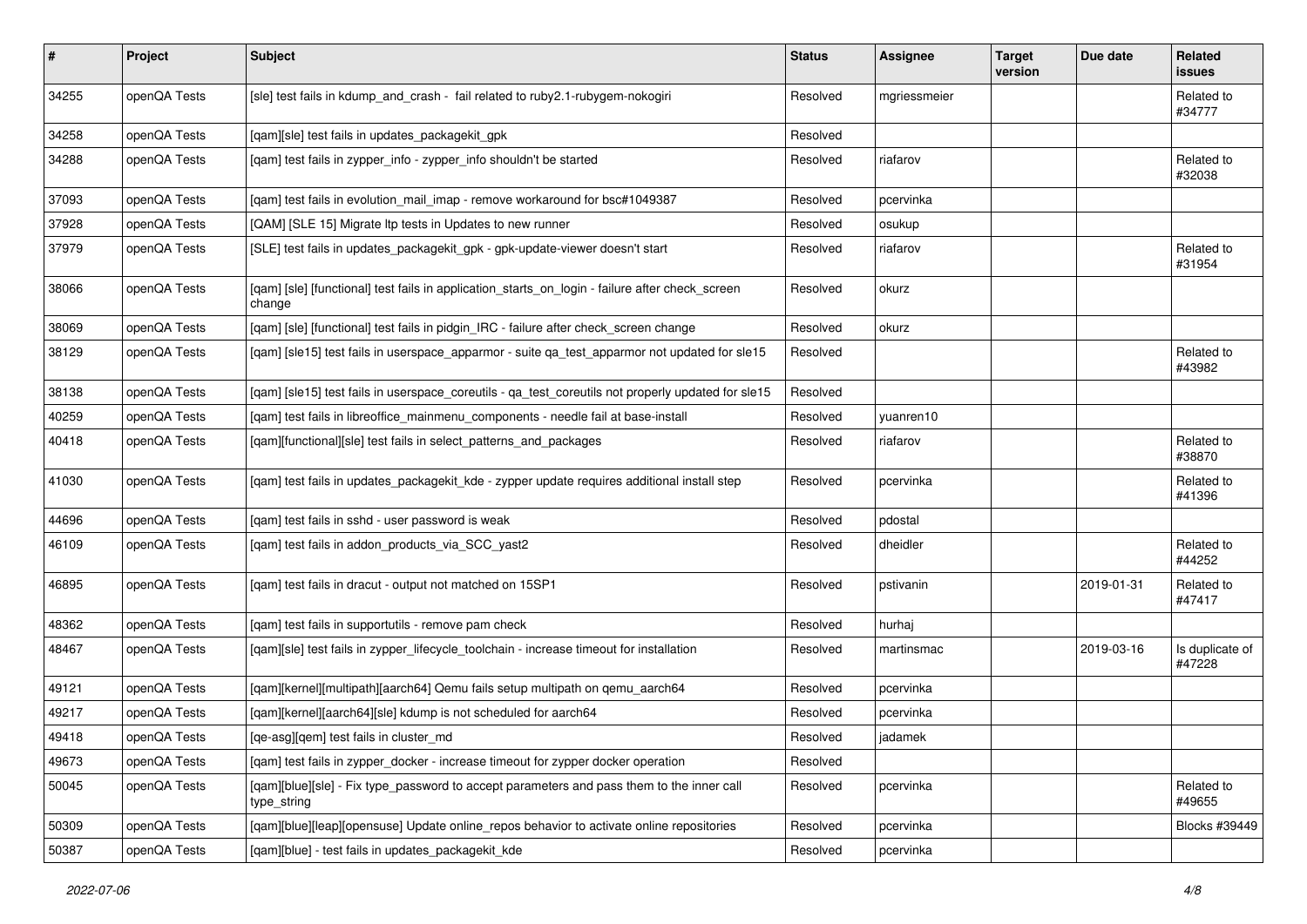| # | Project | Subject | Status | Assignee | Target version | Due date | Related issues |
|---|---|---|---|---|---|---|---|
| 34255 | openQA Tests | [sle] test fails in kdump_and_crash - fail related to ruby2.1-rubygem-nokogiri | Resolved | mgriessmeier | | | Related to #34777 |
| 34258 | openQA Tests | [qam][sle] test fails in updates_packagekit_gpk | Resolved | | | | |
| 34288 | openQA Tests | [qam] test fails in zypper_info - zypper_info shouldn't be started | Resolved | riafarov | | | Related to #32038 |
| 37093 | openQA Tests | [qam] test fails in evolution_mail_imap - remove workaround for bsc#1049387 | Resolved | pcervinka | | | |
| 37928 | openQA Tests | [QAM] [SLE 15] Migrate ltp tests in Updates to new runner | Resolved | osukup | | | |
| 37979 | openQA Tests | [SLE] test fails in updates_packagekit_gpk - gpk-update-viewer doesn't start | Resolved | riafarov | | | Related to #31954 |
| 38066 | openQA Tests | [qam] [sle] [functional] test fails in application_starts_on_login - failure after check_screen change | Resolved | okurz | | | |
| 38069 | openQA Tests | [qam] [sle] [functional] test fails in pidgin_IRC - failure after check_screen change | Resolved | okurz | | | |
| 38129 | openQA Tests | [qam] [sle15] test fails in userspace_apparmor - suite qa_test_apparmor not updated for sle15 | Resolved | | | | Related to #43982 |
| 38138 | openQA Tests | [qam] [sle15] test fails in userspace_coreutils - qa_test_coreutils not properly updated for sle15 | Resolved | | | | |
| 40259 | openQA Tests | [qam] test fails in libreoffice_mainmenu_components - needle fail at base-install | Resolved | yuanren10 | | | |
| 40418 | openQA Tests | [qam][functional][sle] test fails in select_patterns_and_packages | Resolved | riafarov | | | Related to #38870 |
| 41030 | openQA Tests | [qam] test fails in updates_packagekit_kde - zypper update requires additional install step | Resolved | pcervinka | | | Related to #41396 |
| 44696 | openQA Tests | [qam] test fails in sshd - user password is weak | Resolved | pdostal | | | |
| 46109 | openQA Tests | [qam] test fails in addon_products_via_SCC_yast2 | Resolved | dheidler | | | Related to #44252 |
| 46895 | openQA Tests | [qam] test fails in dracut - output not matched on 15SP1 | Resolved | pstivanin | | 2019-01-31 | Related to #47417 |
| 48362 | openQA Tests | [qam] test fails in supportutils - remove pam check | Resolved | hurhaj | | | |
| 48467 | openQA Tests | [qam][sle] test fails in zypper_lifecycle_toolchain - increase timeout for installation | Resolved | martinsmac | | 2019-03-16 | Is duplicate of #47228 |
| 49121 | openQA Tests | [qam][kernel][multipath][aarch64] Qemu fails setup multipath on qemu_aarch64 | Resolved | pcervinka | | | |
| 49217 | openQA Tests | [qam][kernel][aarch64][sle] kdump is not scheduled for aarch64 | Resolved | pcervinka | | | |
| 49418 | openQA Tests | [qe-asg][qem] test fails in cluster_md | Resolved | jadamek | | | |
| 49673 | openQA Tests | [qam] test fails in zypper_docker - increase timeout for zypper docker operation | Resolved | | | | |
| 50045 | openQA Tests | [qam][blue][sle] - Fix type_password to accept parameters and pass them to the inner call type_string | Resolved | pcervinka | | | Related to #49655 |
| 50309 | openQA Tests | [qam][blue][leap][opensuse] Update online_repos behavior to activate online repositories | Resolved | pcervinka | | | Blocks #39449 |
| 50387 | openQA Tests | [qam][blue] - test fails in updates_packagekit_kde | Resolved | pcervinka | | | |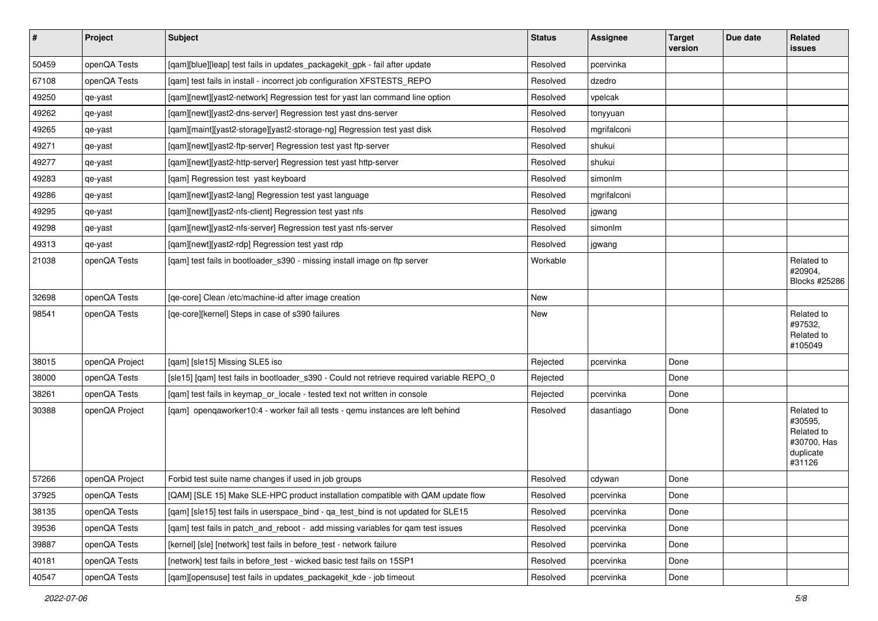| # | Project | Subject | Status | Assignee | Target version | Due date | Related issues |
|---|---|---|---|---|---|---|---|
| 50459 | openQA Tests | [qam][blue][leap] test fails in updates_packagekit_gpk - fail after update | Resolved | pcervinka | | | |
| 67108 | openQA Tests | [qam] test fails in install - incorrect job configuration XFSTESTS_REPO | Resolved | dzedro | | | |
| 49250 | qe-yast | [qam][newt][yast2-network] Regression test for yast lan command line option | Resolved | vpelcak | | | |
| 49262 | qe-yast | [qam][newt][yast2-dns-server] Regression test yast dns-server | Resolved | tonyyuan | | | |
| 49265 | qe-yast | [qam][maint][yast2-storage][yast2-storage-ng] Regression test yast disk | Resolved | mgrifalconi | | | |
| 49271 | qe-yast | [qam][newt][yast2-ftp-server] Regression test yast ftp-server | Resolved | shukui | | | |
| 49277 | qe-yast | [qam][newt][yast2-http-server] Regression test yast http-server | Resolved | shukui | | | |
| 49283 | qe-yast | [qam] Regression test yast keyboard | Resolved | simonlm | | | |
| 49286 | qe-yast | [qam][newt][yast2-lang] Regression test yast language | Resolved | mgrifalconi | | | |
| 49295 | qe-yast | [qam][newt][yast2-nfs-client] Regression test yast nfs | Resolved | jgwang | | | |
| 49298 | qe-yast | [qam][newt][yast2-nfs-server] Regression test yast nfs-server | Resolved | simonlm | | | |
| 49313 | qe-yast | [qam][newt][yast2-rdp] Regression test yast rdp | Resolved | jgwang | | | |
| 21038 | openQA Tests | [qam] test fails in bootloader_s390 - missing install image on ftp server | Workable | | | | Related to #20904, Blocks #25286 |
| 32698 | openQA Tests | [qe-core] Clean /etc/machine-id after image creation | New | | | | |
| 98541 | openQA Tests | [qe-core][kernel] Steps in case of s390 failures | New | | | | Related to #97532, Related to #105049 |
| 38015 | openQA Project | [qam] [sle15] Missing SLE5 iso | Rejected | pcervinka | Done | | |
| 38000 | openQA Tests | [sle15] [qam] test fails in bootloader_s390 - Could not retrieve required variable REPO_0 | Rejected | | Done | | |
| 38261 | openQA Tests | [qam] test fails in keymap_or_locale - tested text not written in console | Rejected | pcervinka | Done | | |
| 30388 | openQA Project | [qam] openqaworker10:4 - worker fail all tests - qemu instances are left behind | Resolved | dasantiago | Done | | Related to #30595, Related to #30700, Has duplicate #31126 |
| 57266 | openQA Project | Forbid test suite name changes if used in job groups | Resolved | cdywan | Done | | |
| 37925 | openQA Tests | [QAM] [SLE 15] Make SLE-HPC product installation compatible with QAM update flow | Resolved | pcervinka | Done | | |
| 38135 | openQA Tests | [qam] [sle15] test fails in userspace_bind - qa_test_bind is not updated for SLE15 | Resolved | pcervinka | Done | | |
| 39536 | openQA Tests | [qam] test fails in patch_and_reboot - add missing variables for qam test issues | Resolved | pcervinka | Done | | |
| 39887 | openQA Tests | [kernel] [sle] [network] test fails in before_test - network failure | Resolved | pcervinka | Done | | |
| 40181 | openQA Tests | [network] test fails in before_test - wicked basic test fails on 15SP1 | Resolved | pcervinka | Done | | |
| 40547 | openQA Tests | [qam][opensuse] test fails in updates_packagekit_kde - job timeout | Resolved | pcervinka | Done | | |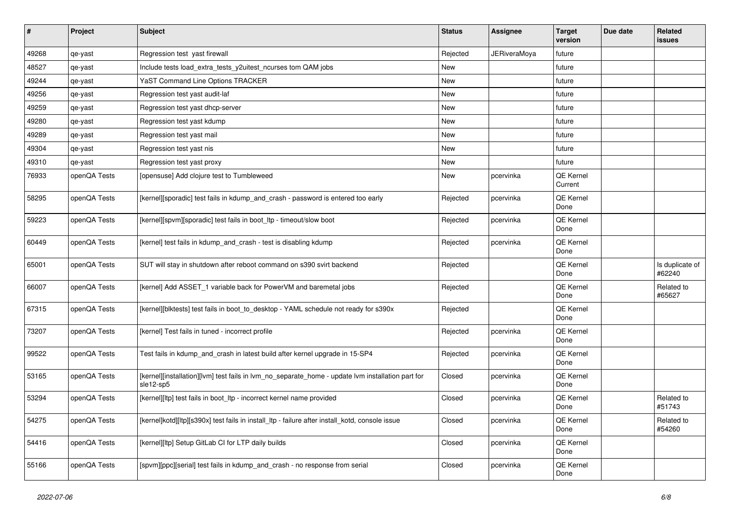| # | Project | Subject | Status | Assignee | Target version | Due date | Related issues |
|---|---|---|---|---|---|---|---|
| 49268 | qe-yast | Regression test yast firewall | Rejected | JERiveraMoya | future | | |
| 48527 | qe-yast | Include tests load_extra_tests_y2uitest_ncurses tom QAM jobs | New | | future | | |
| 49244 | qe-yast | YaST Command Line Options TRACKER | New | | future | | |
| 49256 | qe-yast | Regression test yast audit-laf | New | | future | | |
| 49259 | qe-yast | Regression test yast dhcp-server | New | | future | | |
| 49280 | qe-yast | Regression test yast kdump | New | | future | | |
| 49289 | qe-yast | Regression test yast mail | New | | future | | |
| 49304 | qe-yast | Regression test yast nis | New | | future | | |
| 49310 | qe-yast | Regression test yast proxy | New | | future | | |
| 76933 | openQA Tests | [opensuse] Add clojure test to Tumbleweed | New | pcervinka | QE Kernel Current | | |
| 58295 | openQA Tests | [kernel][sporadic] test fails in kdump_and_crash - password is entered too early | Rejected | pcervinka | QE Kernel Done | | |
| 59223 | openQA Tests | [kernel][spvm][sporadic] test fails in boot_ltp - timeout/slow boot | Rejected | pcervinka | QE Kernel Done | | |
| 60449 | openQA Tests | [kernel] test fails in kdump_and_crash - test is disabling kdump | Rejected | pcervinka | QE Kernel Done | | |
| 65001 | openQA Tests | SUT will stay in shutdown after reboot command on s390 svirt backend | Rejected | | QE Kernel Done | | Is duplicate of #62240 |
| 66007 | openQA Tests | [kernel] Add ASSET_1 variable back for PowerVM and baremetal jobs | Rejected | | QE Kernel Done | | Related to #65627 |
| 67315 | openQA Tests | [kernel][blktests] test fails in boot_to_desktop - YAML schedule not ready for s390x | Rejected | | QE Kernel Done | | |
| 73207 | openQA Tests | [kernel] Test fails in tuned - incorrect profile | Rejected | pcervinka | QE Kernel Done | | |
| 99522 | openQA Tests | Test fails in kdump_and_crash in latest build after kernel upgrade in 15-SP4 | Rejected | pcervinka | QE Kernel Done | | |
| 53165 | openQA Tests | [kernel][installation][lvm] test fails in lvm_no_separate_home - update lvm installation part for sle12-sp5 | Closed | pcervinka | QE Kernel Done | | |
| 53294 | openQA Tests | [kernel][ltp] test fails in boot_ltp - incorrect kernel name provided | Closed | pcervinka | QE Kernel Done | | Related to #51743 |
| 54275 | openQA Tests | [kernel]kotd][ltp][s390x] test fails in install_ltp - failure after install_kotd, console issue | Closed | pcervinka | QE Kernel Done | | Related to #54260 |
| 54416 | openQA Tests | [kernel][ltp] Setup GitLab CI for LTP daily builds | Closed | pcervinka | QE Kernel Done | | |
| 55166 | openQA Tests | [spvm][ppc][serial] test fails in kdump_and_crash - no response from serial | Closed | pcervinka | QE Kernel Done | | |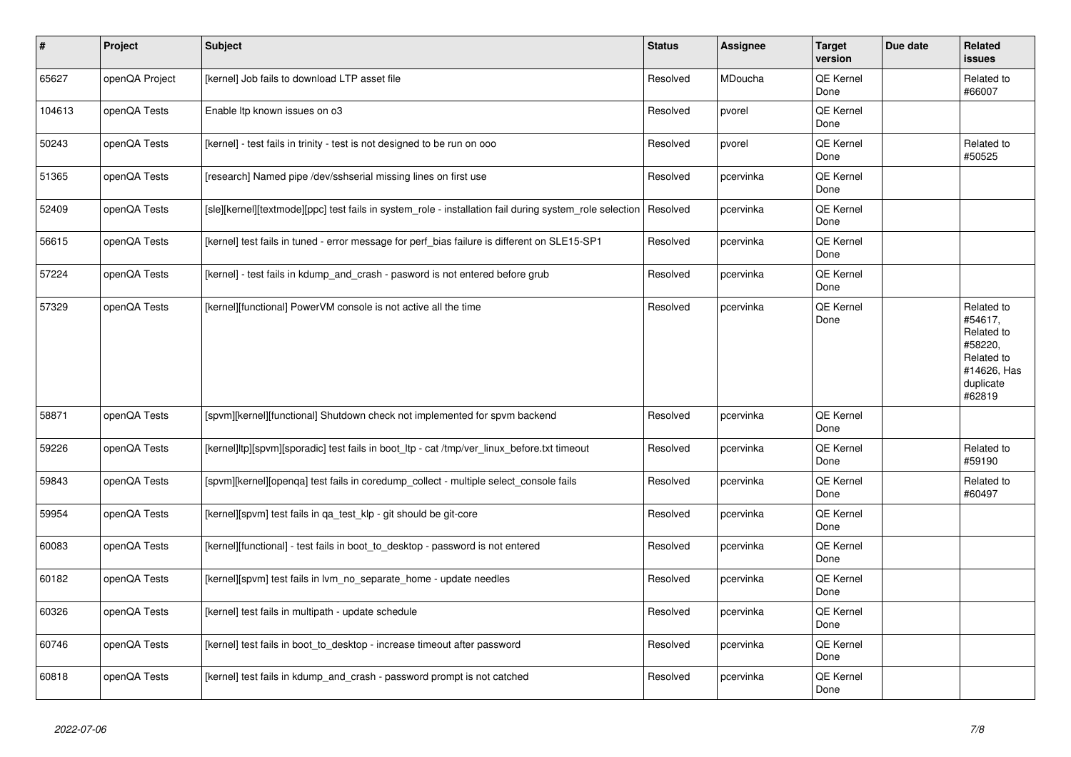| # | Project | Subject | Status | Assignee | Target version | Due date | Related issues |
|---|---|---|---|---|---|---|---|
| 65627 | openQA Project | [kernel] Job fails to download LTP asset file | Resolved | MDoucha | QE Kernel Done | | Related to #66007 |
| 104613 | openQA Tests | Enable ltp known issues on o3 | Resolved | pvorel | QE Kernel Done | | |
| 50243 | openQA Tests | [kernel] - test fails in trinity - test is not designed to be run on ooo | Resolved | pvorel | QE Kernel Done | | Related to #50525 |
| 51365 | openQA Tests | [research] Named pipe /dev/sshserial missing lines on first use | Resolved | pcervinka | QE Kernel Done | | |
| 52409 | openQA Tests | [sle][kernel][textmode][ppc] test fails in system_role - installation fail during system_role selection | Resolved | pcervinka | QE Kernel Done | | |
| 56615 | openQA Tests | [kernel] test fails in tuned - error message for perf_bias failure is different on SLE15-SP1 | Resolved | pcervinka | QE Kernel Done | | |
| 57224 | openQA Tests | [kernel] - test fails in kdump_and_crash - pasword is not entered before grub | Resolved | pcervinka | QE Kernel Done | | |
| 57329 | openQA Tests | [kernel][functional] PowerVM console is not active all the time | Resolved | pcervinka | QE Kernel Done | | Related to #54617, Related to #58220, Related to #14626, Has duplicate #62819 |
| 58871 | openQA Tests | [spvm][kernel][functional] Shutdown check not implemented for spvm backend | Resolved | pcervinka | QE Kernel Done | | |
| 59226 | openQA Tests | [kernel]ltp][spvm][sporadic] test fails in boot_ltp - cat /tmp/ver_linux_before.txt timeout | Resolved | pcervinka | QE Kernel Done | | Related to #59190 |
| 59843 | openQA Tests | [spvm][kernel][openqa] test fails in coredump_collect - multiple select_console fails | Resolved | pcervinka | QE Kernel Done | | Related to #60497 |
| 59954 | openQA Tests | [kernel][spvm] test fails in qa_test_klp - git should be git-core | Resolved | pcervinka | QE Kernel Done | | |
| 60083 | openQA Tests | [kernel][functional] - test fails in boot_to_desktop - password is not entered | Resolved | pcervinka | QE Kernel Done | | |
| 60182 | openQA Tests | [kernel][spvm] test fails in lvm_no_separate_home - update needles | Resolved | pcervinka | QE Kernel Done | | |
| 60326 | openQA Tests | [kernel] test fails in multipath - update schedule | Resolved | pcervinka | QE Kernel Done | | |
| 60746 | openQA Tests | [kernel] test fails in boot_to_desktop - increase timeout after password | Resolved | pcervinka | QE Kernel Done | | |
| 60818 | openQA Tests | [kernel] test fails in kdump_and_crash - password prompt is not catched | Resolved | pcervinka | QE Kernel Done | | |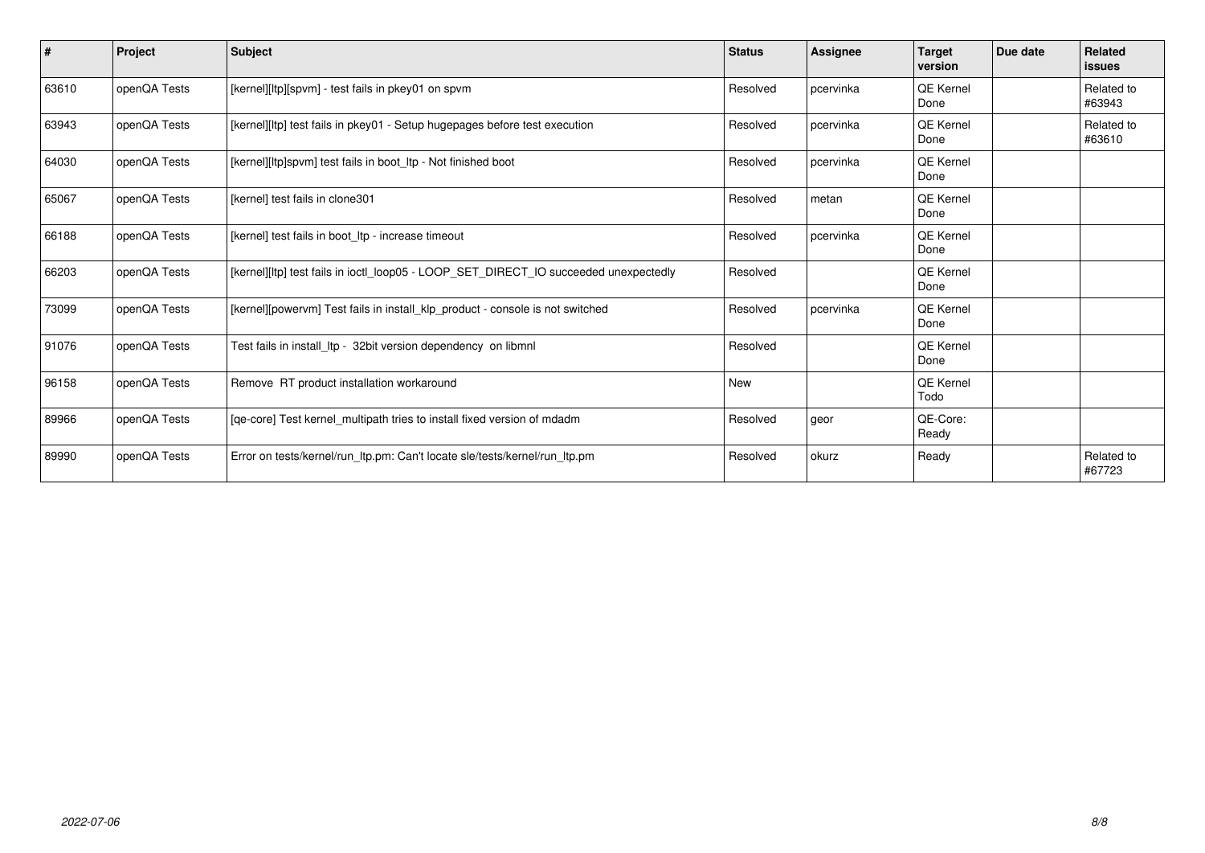| # | Project | Subject | Status | Assignee | Target version | Due date | Related issues |
|---|---|---|---|---|---|---|---|
| 63610 | openQA Tests | [kernel][ltp][spvm] - test fails in pkey01 on spvm | Resolved | pcervinka | QE Kernel Done | | Related to #63943 |
| 63943 | openQA Tests | [kernel][ltp] test fails in pkey01 - Setup hugepages before test execution | Resolved | pcervinka | QE Kernel Done | | Related to #63610 |
| 64030 | openQA Tests | [kernel][ltp]spvm] test fails in boot_ltp - Not finished boot | Resolved | pcervinka | QE Kernel Done | | |
| 65067 | openQA Tests | [kernel] test fails in clone301 | Resolved | metan | QE Kernel Done | | |
| 66188 | openQA Tests | [kernel] test fails in boot_ltp - increase timeout | Resolved | pcervinka | QE Kernel Done | | |
| 66203 | openQA Tests | [kernel][ltp] test fails in ioctl_loop05 - LOOP_SET_DIRECT_IO succeeded unexpectedly | Resolved | | QE Kernel Done | | |
| 73099 | openQA Tests | [kernel][powervm] Test fails in install_klp_product - console is not switched | Resolved | pcervinka | QE Kernel Done | | |
| 91076 | openQA Tests | Test fails in install_ltp - 32bit version dependency on libmnl | Resolved | | QE Kernel Done | | |
| 96158 | openQA Tests | Remove RT product installation workaround | New | | QE Kernel Todo | | |
| 89966 | openQA Tests | [qe-core] Test kernel_multipath tries to install fixed version of mdadm | Resolved | geor | QE-Core: Ready | | |
| 89990 | openQA Tests | Error on tests/kernel/run_ltp.pm: Can't locate sle/tests/kernel/run_ltp.pm | Resolved | okurz | Ready | | Related to #67723 |